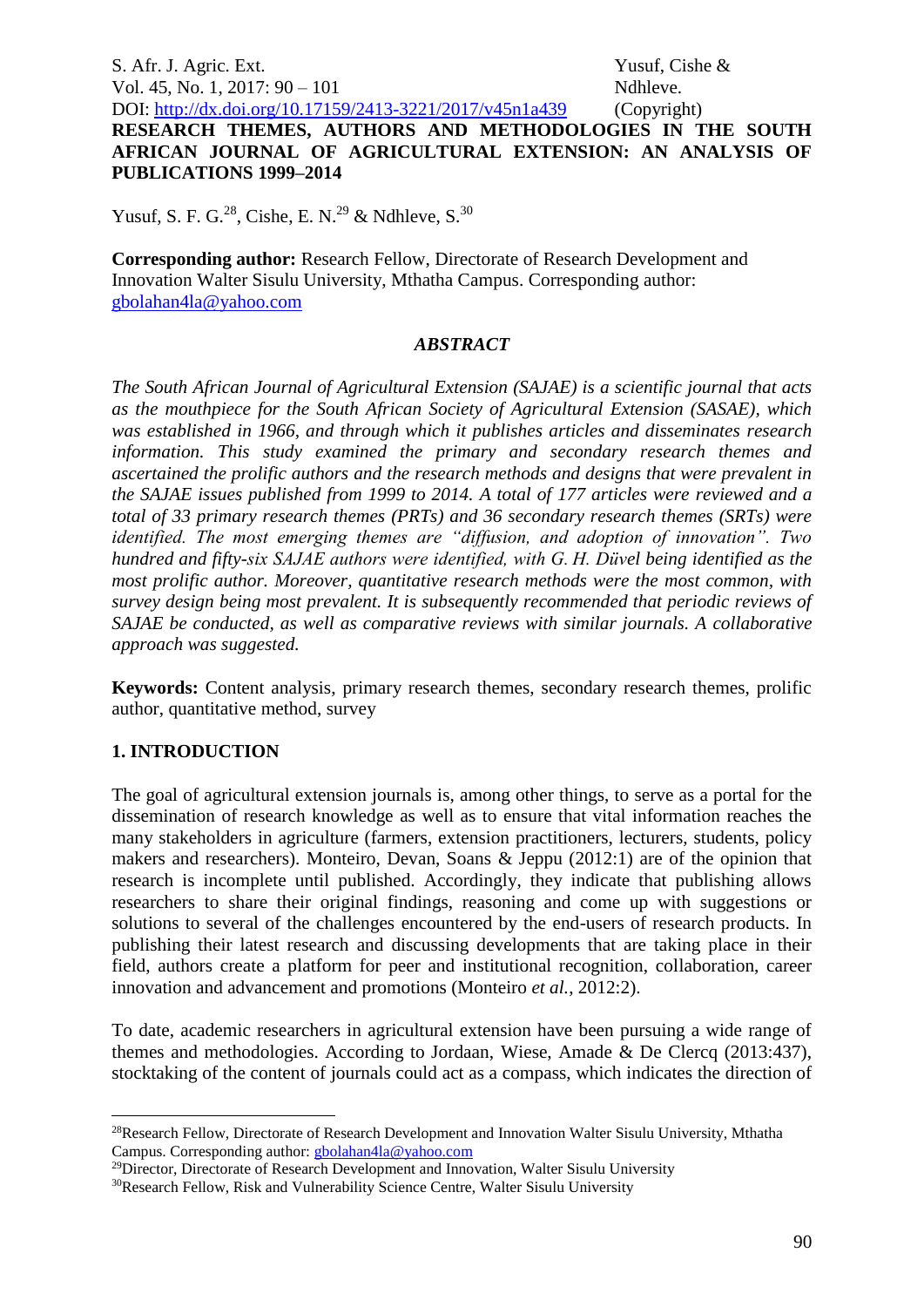# RESEARCH THEMES, AUTHORS AND METHODOLOGIES IN THE SOUTH AFRICAN JOURNAL OF AGRICULTURAL EXTENSION: AN ANALYSIS OF PUBLICATIONS 1999–2014

Yusuf, S. F. G.[28], Cishe, E. N.[29] & Ndhleve, S.[30]

**Corresponding author:** Research Fellow, Directorate of Research Development and Innovation Walter Sisulu University, Mthatha Campus. Corresponding author: gbolahan4la@yahoo.com

## *ABSTRACT*

*The South African Journal of Agricultural Extension (SAJAE) is a scientific journal that acts as the mouthpiece for the South African Society of Agricultural Extension (SASAE), which was established in 1966, and through which it publishes articles and disseminates research information. This study examined the primary and secondary research themes and ascertained the prolific authors and the research methods and designs that were prevalent in the SAJAE issues published from 1999 to 2014. A total of 177 articles were reviewed and a total of 33 primary research themes (PRTs) and 36 secondary research themes (SRTs) were identified. The most emerging themes are "diffusion, and adoption of innovation". Two hundred and fifty-six SAJAE authors were identified, with G. H. Düvel being identified as the most prolific author. Moreover, quantitative research methods were the most common, with survey design being most prevalent. It is subsequently recommended that periodic reviews of SAJAE be conducted, as well as comparative reviews with similar journals. A collaborative approach was suggested.*

**Keywords:** Content analysis, primary research themes, secondary research themes, prolific author, quantitative method, survey

## 1. INTRODUCTION

The goal of agricultural extension journals is, among other things, to serve as a portal for the dissemination of research knowledge as well as to ensure that vital information reaches the many stakeholders in agriculture (farmers, extension practitioners, lecturers, students, policy makers and researchers). Monteiro, Devan, Soans & Jeppu (2012:1) are of the opinion that research is incomplete until published. Accordingly, they indicate that publishing allows researchers to share their original findings, reasoning and come up with suggestions or solutions to several of the challenges encountered by the end-users of research products. In publishing their latest research and discussing developments that are taking place in their field, authors create a platform for peer and institutional recognition, collaboration, career innovation and advancement and promotions (Monteiro *et al.*, 2012:2).

To date, academic researchers in agricultural extension have been pursuing a wide range of themes and methodologies. According to Jordaan, Wiese, Amade & De Clercq (2013:437), stocktaking of the content of journals could act as a compass, which indicates the direction of

---

[28] Research Fellow, Directorate of Research Development and Innovation Walter Sisulu University, Mthatha Campus. Corresponding author: gbolahan4la@yahoo.com

[29] Director, Directorate of Research Development and Innovation, Walter Sisulu University

[30] Research Fellow, Risk and Vulnerability Science Centre, Walter Sisulu University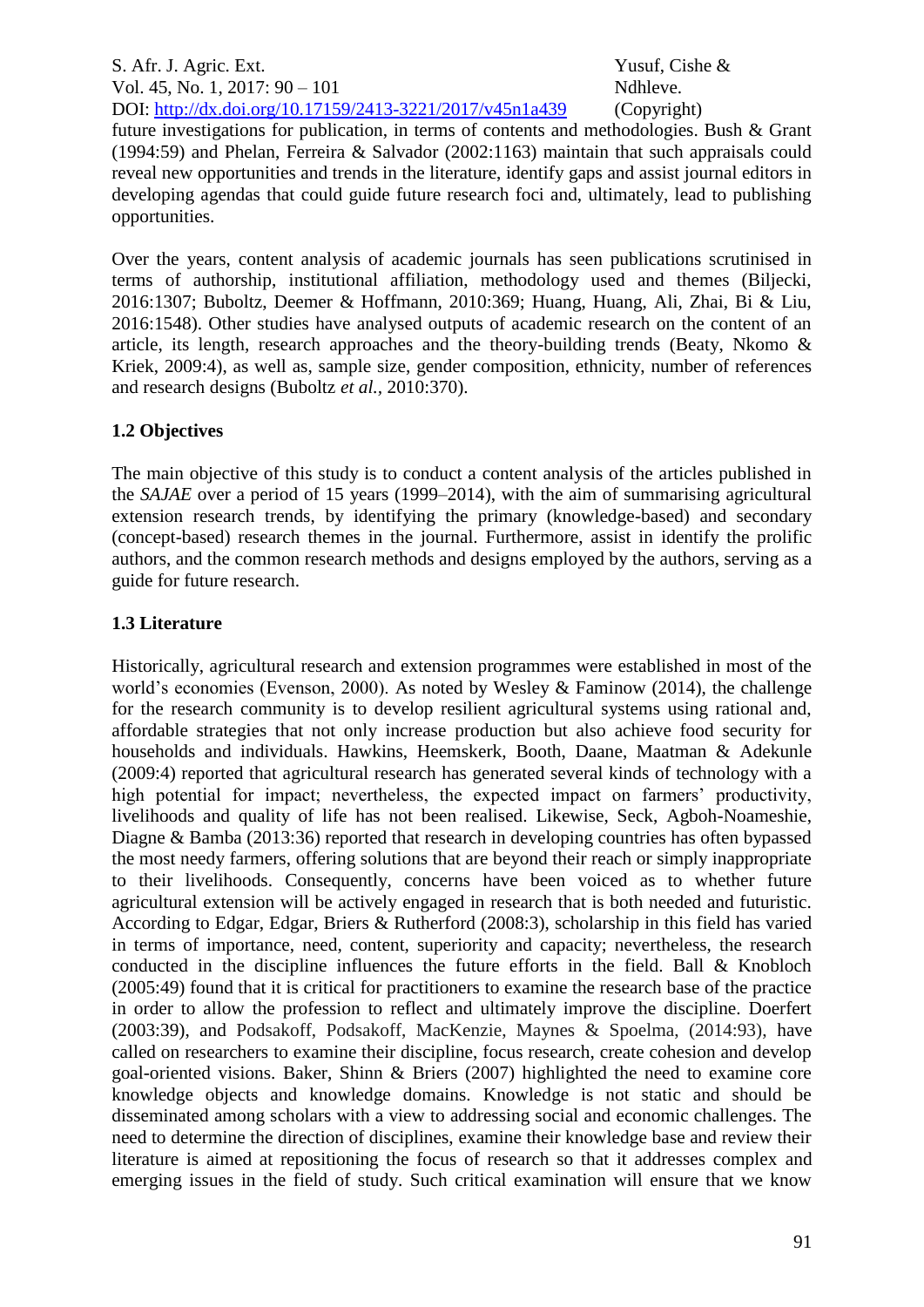future investigations for publication, in terms of contents and methodologies. Bush & Grant (1994:59) and Phelan, Ferreira & Salvador (2002:1163) maintain that such appraisals could reveal new opportunities and trends in the literature, identify gaps and assist journal editors in developing agendas that could guide future research foci and, ultimately, lead to publishing opportunities.

Over the years, content analysis of academic journals has seen publications scrutinised in terms of authorship, institutional affiliation, methodology used and themes (Biljecki, 2016:1307; Buboltz, Deemer & Hoffmann, 2010:369; Huang, Huang, Ali, Zhai, Bi & Liu, 2016:1548). Other studies have analysed outputs of academic research on the content of an article, its length, research approaches and the theory-building trends (Beaty, Nkomo & Kriek, 2009:4), as well as, sample size, gender composition, ethnicity, number of references and research designs (Buboltz *et al.*, 2010:370).

### 1.2 Objectives

The main objective of this study is to conduct a content analysis of the articles published in the *SAJAE* over a period of 15 years (1999–2014), with the aim of summarising agricultural extension research trends, by identifying the primary (knowledge-based) and secondary (concept-based) research themes in the journal. Furthermore, assist in identify the prolific authors, and the common research methods and designs employed by the authors, serving as a guide for future research.

### 1.3 Literature

Historically, agricultural research and extension programmes were established in most of the world's economies (Evenson, 2000). As noted by Wesley & Faminow (2014), the challenge for the research community is to develop resilient agricultural systems using rational and, affordable strategies that not only increase production but also achieve food security for households and individuals. Hawkins, Heemskerk, Booth, Daane, Maatman & Adekunle (2009:4) reported that agricultural research has generated several kinds of technology with a high potential for impact; nevertheless, the expected impact on farmers' productivity, livelihoods and quality of life has not been realised. Likewise, Seck, Agboh-Noameshie, Diagne & Bamba (2013:36) reported that research in developing countries has often bypassed the most needy farmers, offering solutions that are beyond their reach or simply inappropriate to their livelihoods. Consequently, concerns have been voiced as to whether future agricultural extension will be actively engaged in research that is both needed and futuristic. According to Edgar, Edgar, Briers & Rutherford (2008:3), scholarship in this field has varied in terms of importance, need, content, superiority and capacity; nevertheless, the research conducted in the discipline influences the future efforts in the field. Ball & Knobloch (2005:49) found that it is critical for practitioners to examine the research base of the practice in order to allow the profession to reflect and ultimately improve the discipline. Doerfert (2003:39), and Podsakoff, Podsakoff, MacKenzie, Maynes & Spoelma, (2014:93), have called on researchers to examine their discipline, focus research, create cohesion and develop goal-oriented visions. Baker, Shinn & Briers (2007) highlighted the need to examine core knowledge objects and knowledge domains. Knowledge is not static and should be disseminated among scholars with a view to addressing social and economic challenges. The need to determine the direction of disciplines, examine their knowledge base and review their literature is aimed at repositioning the focus of research so that it addresses complex and emerging issues in the field of study. Such critical examination will ensure that we know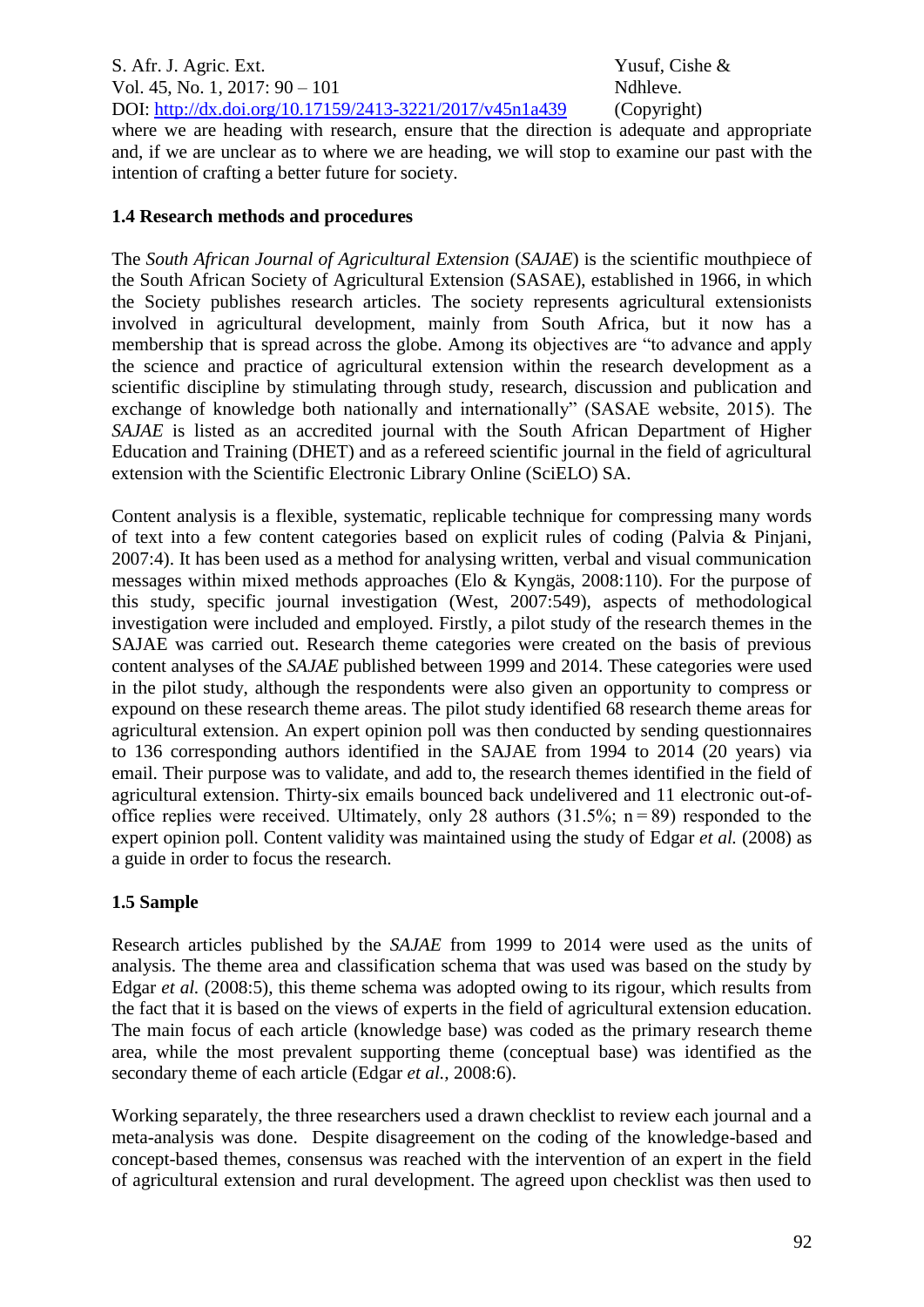where we are heading with research, ensure that the direction is adequate and appropriate and, if we are unclear as to where we are heading, we will stop to examine our past with the intention of crafting a better future for society.

### 1.4 Research methods and procedures

The *South African Journal of Agricultural Extension* (*SAJAE*) is the scientific mouthpiece of the South African Society of Agricultural Extension (SASAE), established in 1966, in which the Society publishes research articles. The society represents agricultural extensionists involved in agricultural development, mainly from South Africa, but it now has a membership that is spread across the globe. Among its objectives are "to advance and apply the science and practice of agricultural extension within the research development as a scientific discipline by stimulating through study, research, discussion and publication and exchange of knowledge both nationally and internationally" (SASAE website, 2015). The *SAJAE* is listed as an accredited journal with the South African Department of Higher Education and Training (DHET) and as a refereed scientific journal in the field of agricultural extension with the Scientific Electronic Library Online (SciELO) SA.

Content analysis is a flexible, systematic, replicable technique for compressing many words of text into a few content categories based on explicit rules of coding (Palvia & Pinjani, 2007:4). It has been used as a method for analysing written, verbal and visual communication messages within mixed methods approaches (Elo & Kyngäs, 2008:110). For the purpose of this study, specific journal investigation (West, 2007:549), aspects of methodological investigation were included and employed. Firstly, a pilot study of the research themes in the SAJAE was carried out. Research theme categories were created on the basis of previous content analyses of the *SAJAE* published between 1999 and 2014. These categories were used in the pilot study, although the respondents were also given an opportunity to compress or expound on these research theme areas. The pilot study identified 68 research theme areas for agricultural extension. An expert opinion poll was then conducted by sending questionnaires to 136 corresponding authors identified in the SAJAE from 1994 to 2014 (20 years) via email. Their purpose was to validate, and add to, the research themes identified in the field of agricultural extension. Thirty-six emails bounced back undelivered and 11 electronic out-of-office replies were received. Ultimately, only 28 authors (31.5%; $n = 89$) responded to the expert opinion poll. Content validity was maintained using the study of Edgar *et al.* (2008) as a guide in order to focus the research.

### 1.5 Sample

Research articles published by the *SAJAE* from 1999 to 2014 were used as the units of analysis. The theme area and classification schema that was used was based on the study by Edgar *et al.* (2008:5), this theme schema was adopted owing to its rigour, which results from the fact that it is based on the views of experts in the field of agricultural extension education. The main focus of each article (knowledge base) was coded as the primary research theme area, while the most prevalent supporting theme (conceptual base) was identified as the secondary theme of each article (Edgar *et al.*, 2008:6).

Working separately, the three researchers used a drawn checklist to review each journal and a meta-analysis was done. Despite disagreement on the coding of the knowledge-based and concept-based themes, consensus was reached with the intervention of an expert in the field of agricultural extension and rural development. The agreed upon checklist was then used to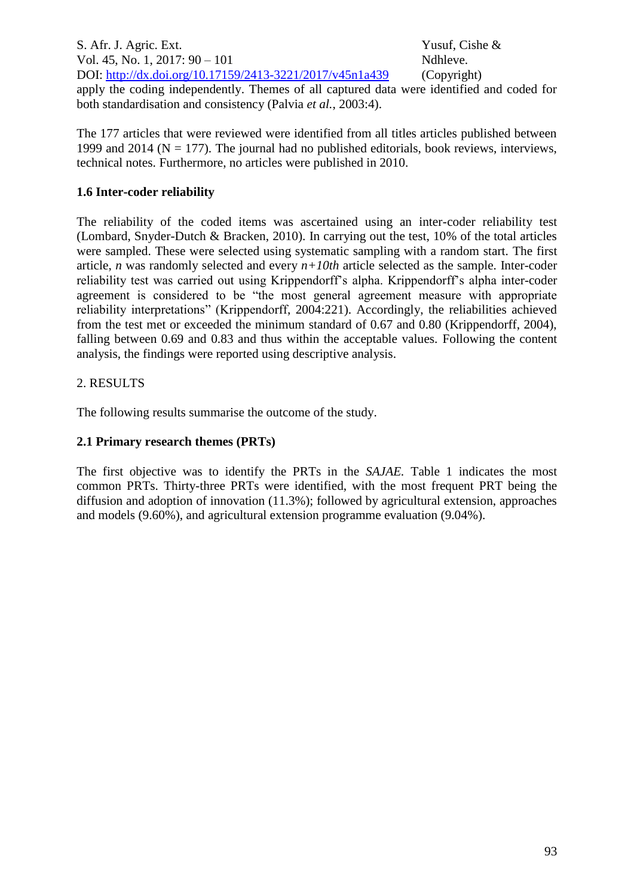apply the coding independently. Themes of all captured data were identified and coded for both standardisation and consistency (Palvia *et al.*, 2003:4).

The 177 articles that were reviewed were identified from all titles articles published between 1999 and 2014 (N = 177). The journal had no published editorials, book reviews, interviews, technical notes. Furthermore, no articles were published in 2010.

### 1.6 Inter-coder reliability

The reliability of the coded items was ascertained using an inter-coder reliability test (Lombard, Snyder-Dutch & Bracken, 2010). In carrying out the test, 10% of the total articles were sampled. These were selected using systematic sampling with a random start. The first article, *n* was randomly selected and every *n+10th* article selected as the sample. Inter-coder reliability test was carried out using Krippendorff's alpha. Krippendorff's alpha inter-coder agreement is considered to be "the most general agreement measure with appropriate reliability interpretations" (Krippendorff, 2004:221). Accordingly, the reliabilities achieved from the test met or exceeded the minimum standard of 0.67 and 0.80 (Krippendorff, 2004), falling between 0.69 and 0.83 and thus within the acceptable values. Following the content analysis, the findings were reported using descriptive analysis.

## 2. RESULTS

The following results summarise the outcome of the study.

### 2.1 Primary research themes (PRTs)

The first objective was to identify the PRTs in the *SAJAE.* Table 1 indicates the most common PRTs. Thirty-three PRTs were identified, with the most frequent PRT being the diffusion and adoption of innovation (11.3%); followed by agricultural extension, approaches and models (9.60%), and agricultural extension programme evaluation (9.04%).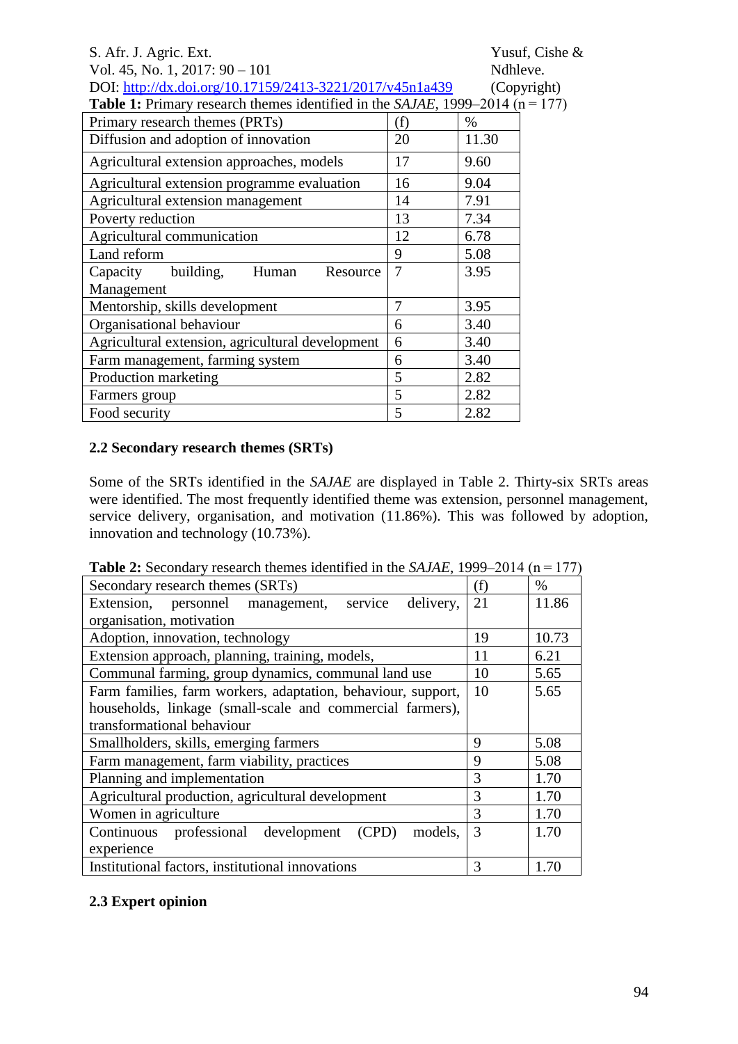**Table 1:** Primary research themes identified in the *SAJAE*, 1999–2014 (n = 177)

| Primary research themes (PRTs) | (f) | % |
|---|---|---|
| Diffusion and adoption of innovation | 20 | 11.30 |
| Agricultural extension approaches, models | 17 | 9.60 |
| Agricultural extension programme evaluation | 16 | 9.04 |
| Agricultural extension management | 14 | 7.91 |
| Poverty reduction | 13 | 7.34 |
| Agricultural communication | 12 | 6.78 |
| Land reform | 9 | 5.08 |
| Capacity building, Human Resource Management | 7 | 3.95 |
| Mentorship, skills development | 7 | 3.95 |
| Organisational behaviour | 6 | 3.40 |
| Agricultural extension, agricultural development | 6 | 3.40 |
| Farm management, farming system | 6 | 3.40 |
| Production marketing | 5 | 2.82 |
| Farmers group | 5 | 2.82 |
| Food security | 5 | 2.82 |

### 2.2 Secondary research themes (SRTs)

Some of the SRTs identified in the *SAJAE* are displayed in Table 2. Thirty-six SRTs areas were identified. The most frequently identified theme was extension, personnel management, service delivery, organisation, and motivation (11.86%). This was followed by adoption, innovation and technology (10.73%).

**Table 2:** Secondary research themes identified in the *SAJAE*, 1999–2014 (n = 177)

| Secondary research themes (SRTs) | (f) | % |
|---|---|---|
| Extension, personnel management, service delivery, organisation, motivation | 21 | 11.86 |
| Adoption, innovation, technology | 19 | 10.73 |
| Extension approach, planning, training, models, | 11 | 6.21 |
| Communal farming, group dynamics, communal land use | 10 | 5.65 |
| Farm families, farm workers, adaptation, behaviour, support, households, linkage (small-scale and commercial farmers), transformational behaviour | 10 | 5.65 |
| Smallholders, skills, emerging farmers | 9 | 5.08 |
| Farm management, farm viability, practices | 9 | 5.08 |
| Planning and implementation | 3 | 1.70 |
| Agricultural production, agricultural development | 3 | 1.70 |
| Women in agriculture | 3 | 1.70 |
| Continuous professional development (CPD) models, experience | 3 | 1.70 |
| Institutional factors, institutional innovations | 3 | 1.70 |

### 2.3 Expert opinion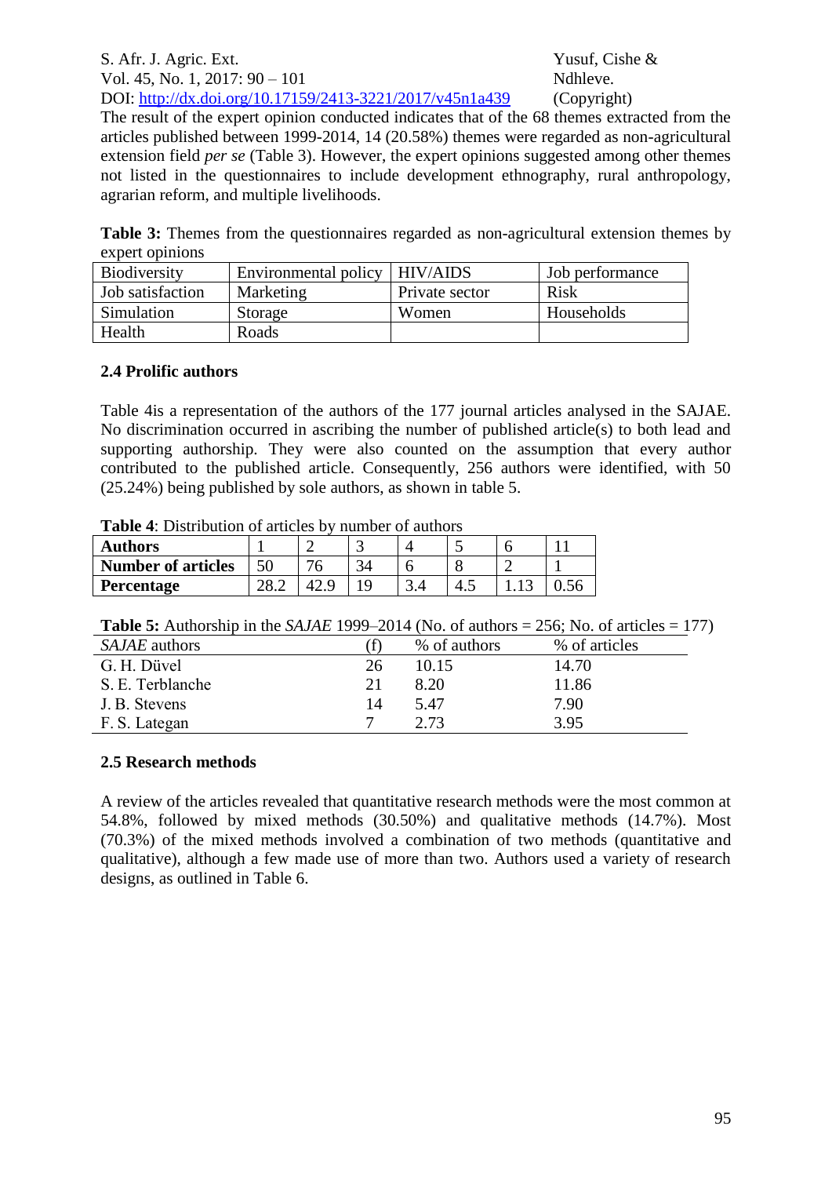The result of the expert opinion conducted indicates that of the 68 themes extracted from the articles published between 1999-2014, 14 (20.58%) themes were regarded as non-agricultural extension field *per se* (Table 3). However, the expert opinions suggested among other themes not listed in the questionnaires to include development ethnography, rural anthropology, agrarian reform, and multiple livelihoods.

**Table 3:** Themes from the questionnaires regarded as non-agricultural extension themes by expert opinions

| | | | |
|---|---|---|---|
| Biodiversity | Environmental policy | HIV/AIDS | Job performance |
| Job satisfaction | Marketing | Private sector | Risk |
| Simulation | Storage | Women | Households |
| Health | Roads | | |

### 2.4 Prolific authors

Table 4is a representation of the authors of the 177 journal articles analysed in the SAJAE. No discrimination occurred in ascribing the number of published article(s) to both lead and supporting authorship. They were also counted on the assumption that every author contributed to the published article. Consequently, 256 authors were identified, with 50 (25.24%) being published by sole authors, as shown in table 5.

**Table 4**: Distribution of articles by number of authors

| **Authors** | 1 | 2 | 3 | 4 | 5 | 6 | 11 |
|---|---|---|---|---|---|---|---|
| **Number of articles** | 50 | 76 | 34 | 6 | 8 | 2 | 1 |
| **Percentage** | 28.2 | 42.9 | 19 | 3.4 | 4.5 | 1.13 | 0.56 |

**Table 5:** Authorship in the *SAJAE* 1999–2014 (No. of authors = 256; No. of articles = 177)

| *SAJAE* authors | (f) | % of authors | % of articles |
|---|---|---|---|
| G. H. Düvel | 26 | 10.15 | 14.70 |
| S. E. Terblanche | 21 | 8.20 | 11.86 |
| J. B. Stevens | 14 | 5.47 | 7.90 |
| F. S. Lategan | 7 | 2.73 | 3.95 |

### 2.5 Research methods

A review of the articles revealed that quantitative research methods were the most common at 54.8%, followed by mixed methods (30.50%) and qualitative methods (14.7%). Most (70.3%) of the mixed methods involved a combination of two methods (quantitative and qualitative), although a few made use of more than two. Authors used a variety of research designs, as outlined in Table 6.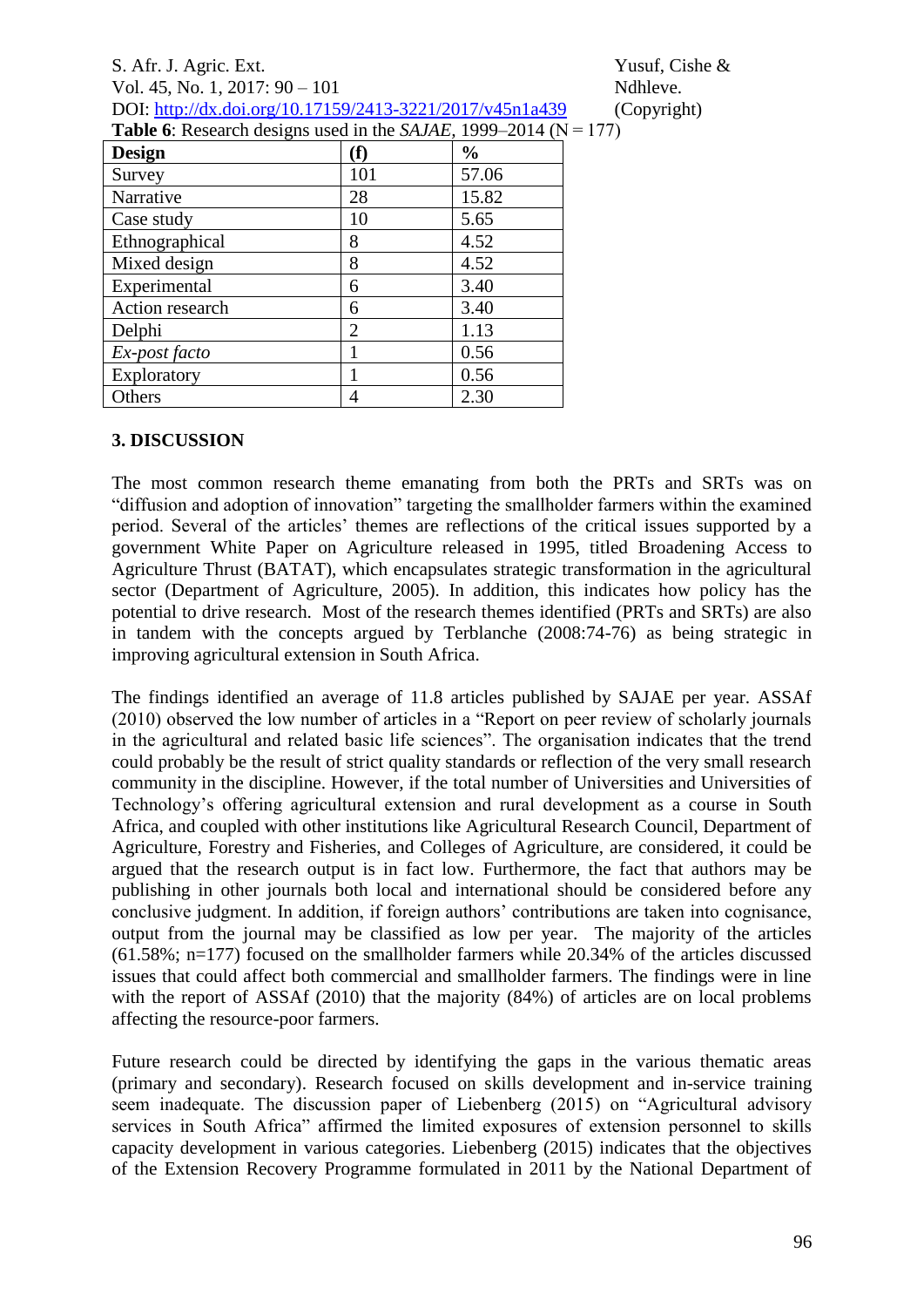**Table 6**: Research designs used in the *SAJAE*, 1999–2014 (N = 177)

| Design | (f) | % |
|---|---|---|
| Survey | 101 | 57.06 |
| Narrative | 28 | 15.82 |
| Case study | 10 | 5.65 |
| Ethnographical | 8 | 4.52 |
| Mixed design | 8 | 4.52 |
| Experimental | 6 | 3.40 |
| Action research | 6 | 3.40 |
| Delphi | 2 | 1.13 |
| *Ex-post facto* | 1 | 0.56 |
| Exploratory | 1 | 0.56 |
| Others | 4 | 2.30 |

## 3. DISCUSSION

The most common research theme emanating from both the PRTs and SRTs was on "diffusion and adoption of innovation" targeting the smallholder farmers within the examined period. Several of the articles' themes are reflections of the critical issues supported by a government White Paper on Agriculture released in 1995, titled Broadening Access to Agriculture Thrust (BATAT), which encapsulates strategic transformation in the agricultural sector (Department of Agriculture, 2005). In addition, this indicates how policy has the potential to drive research. Most of the research themes identified (PRTs and SRTs) are also in tandem with the concepts argued by Terblanche (2008:74-76) as being strategic in improving agricultural extension in South Africa.

The findings identified an average of 11.8 articles published by SAJAE per year. ASSAf (2010) observed the low number of articles in a "Report on peer review of scholarly journals in the agricultural and related basic life sciences". The organisation indicates that the trend could probably be the result of strict quality standards or reflection of the very small research community in the discipline. However, if the total number of Universities and Universities of Technology's offering agricultural extension and rural development as a course in South Africa, and coupled with other institutions like Agricultural Research Council, Department of Agriculture, Forestry and Fisheries, and Colleges of Agriculture, are considered, it could be argued that the research output is in fact low. Furthermore, the fact that authors may be publishing in other journals both local and international should be considered before any conclusive judgment. In addition, if foreign authors' contributions are taken into cognisance, output from the journal may be classified as low per year. The majority of the articles (61.58%; n=177) focused on the smallholder farmers while 20.34% of the articles discussed issues that could affect both commercial and smallholder farmers. The findings were in line with the report of ASSAf (2010) that the majority (84%) of articles are on local problems affecting the resource-poor farmers.

Future research could be directed by identifying the gaps in the various thematic areas (primary and secondary). Research focused on skills development and in-service training seem inadequate. The discussion paper of Liebenberg (2015) on "Agricultural advisory services in South Africa" affirmed the limited exposures of extension personnel to skills capacity development in various categories. Liebenberg (2015) indicates that the objectives of the Extension Recovery Programme formulated in 2011 by the National Department of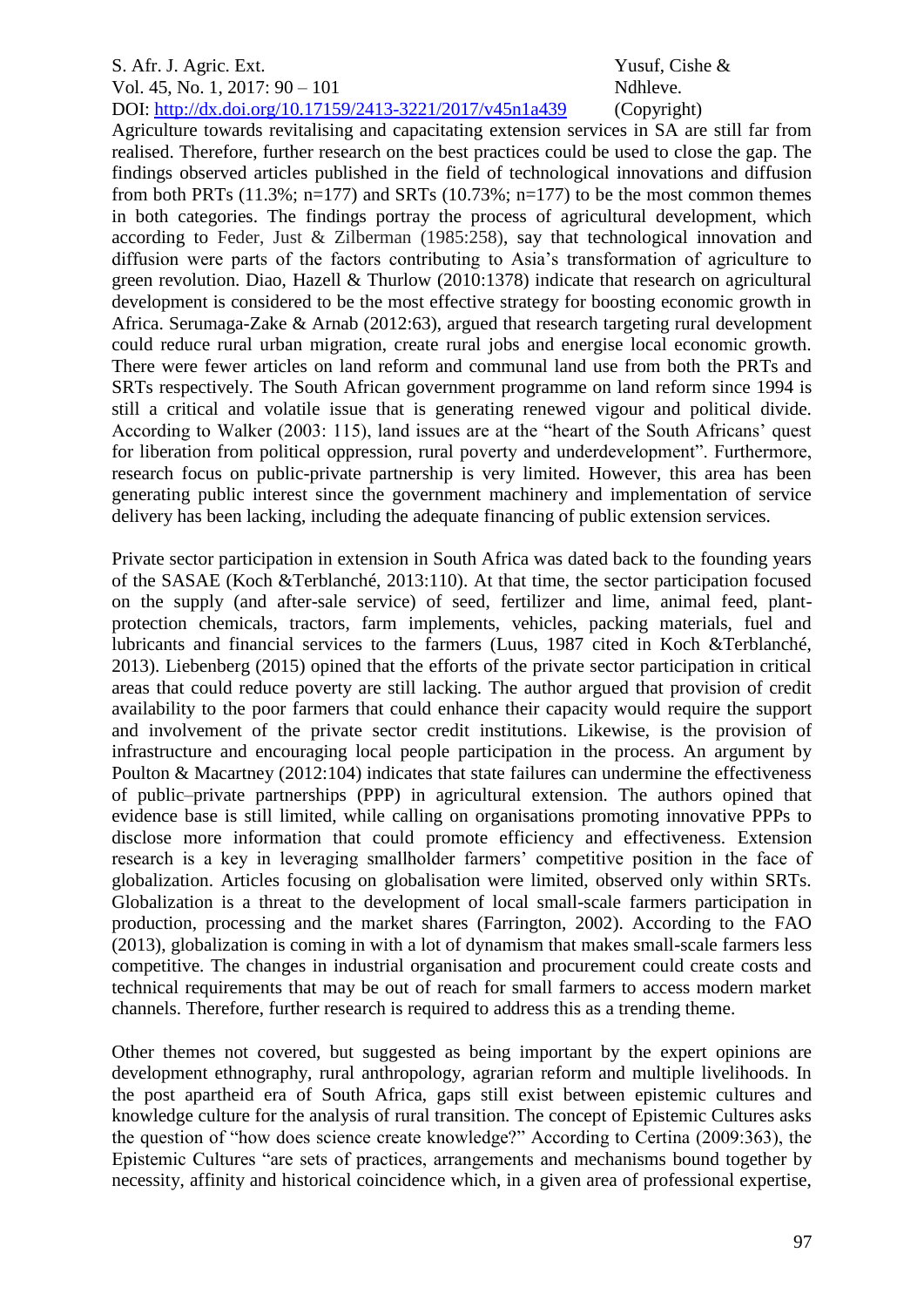Agriculture towards revitalising and capacitating extension services in SA are still far from realised. Therefore, further research on the best practices could be used to close the gap. The findings observed articles published in the field of technological innovations and diffusion from both PRTs (11.3%; n=177) and SRTs (10.73%; n=177) to be the most common themes in both categories. The findings portray the process of agricultural development, which according to Feder, Just & Zilberman (1985:258), say that technological innovation and diffusion were parts of the factors contributing to Asia's transformation of agriculture to green revolution. Diao, Hazell & Thurlow (2010:1378) indicate that research on agricultural development is considered to be the most effective strategy for boosting economic growth in Africa. Serumaga-Zake & Arnab (2012:63), argued that research targeting rural development could reduce rural urban migration, create rural jobs and energise local economic growth. There were fewer articles on land reform and communal land use from both the PRTs and SRTs respectively. The South African government programme on land reform since 1994 is still a critical and volatile issue that is generating renewed vigour and political divide. According to Walker (2003: 115), land issues are at the "heart of the South Africans' quest for liberation from political oppression, rural poverty and underdevelopment". Furthermore, research focus on public-private partnership is very limited. However, this area has been generating public interest since the government machinery and implementation of service delivery has been lacking, including the adequate financing of public extension services.

Private sector participation in extension in South Africa was dated back to the founding years of the SASAE (Koch &Terblanché, 2013:110). At that time, the sector participation focused on the supply (and after-sale service) of seed, fertilizer and lime, animal feed, plant-protection chemicals, tractors, farm implements, vehicles, packing materials, fuel and lubricants and financial services to the farmers (Luus, 1987 cited in Koch &Terblanché, 2013). Liebenberg (2015) opined that the efforts of the private sector participation in critical areas that could reduce poverty are still lacking. The author argued that provision of credit availability to the poor farmers that could enhance their capacity would require the support and involvement of the private sector credit institutions. Likewise, is the provision of infrastructure and encouraging local people participation in the process. An argument by Poulton & Macartney (2012:104) indicates that state failures can undermine the effectiveness of public–private partnerships (PPP) in agricultural extension. The authors opined that evidence base is still limited, while calling on organisations promoting innovative PPPs to disclose more information that could promote efficiency and effectiveness. Extension research is a key in leveraging smallholder farmers' competitive position in the face of globalization. Articles focusing on globalisation were limited, observed only within SRTs. Globalization is a threat to the development of local small-scale farmers participation in production, processing and the market shares (Farrington, 2002). According to the FAO (2013), globalization is coming in with a lot of dynamism that makes small-scale farmers less competitive. The changes in industrial organisation and procurement could create costs and technical requirements that may be out of reach for small farmers to access modern market channels. Therefore, further research is required to address this as a trending theme.

Other themes not covered, but suggested as being important by the expert opinions are development ethnography, rural anthropology, agrarian reform and multiple livelihoods. In the post apartheid era of South Africa, gaps still exist between epistemic cultures and knowledge culture for the analysis of rural transition. The concept of Epistemic Cultures asks the question of "how does science create knowledge?" According to Certina (2009:363), the Epistemic Cultures "are sets of practices, arrangements and mechanisms bound together by necessity, affinity and historical coincidence which, in a given area of professional expertise,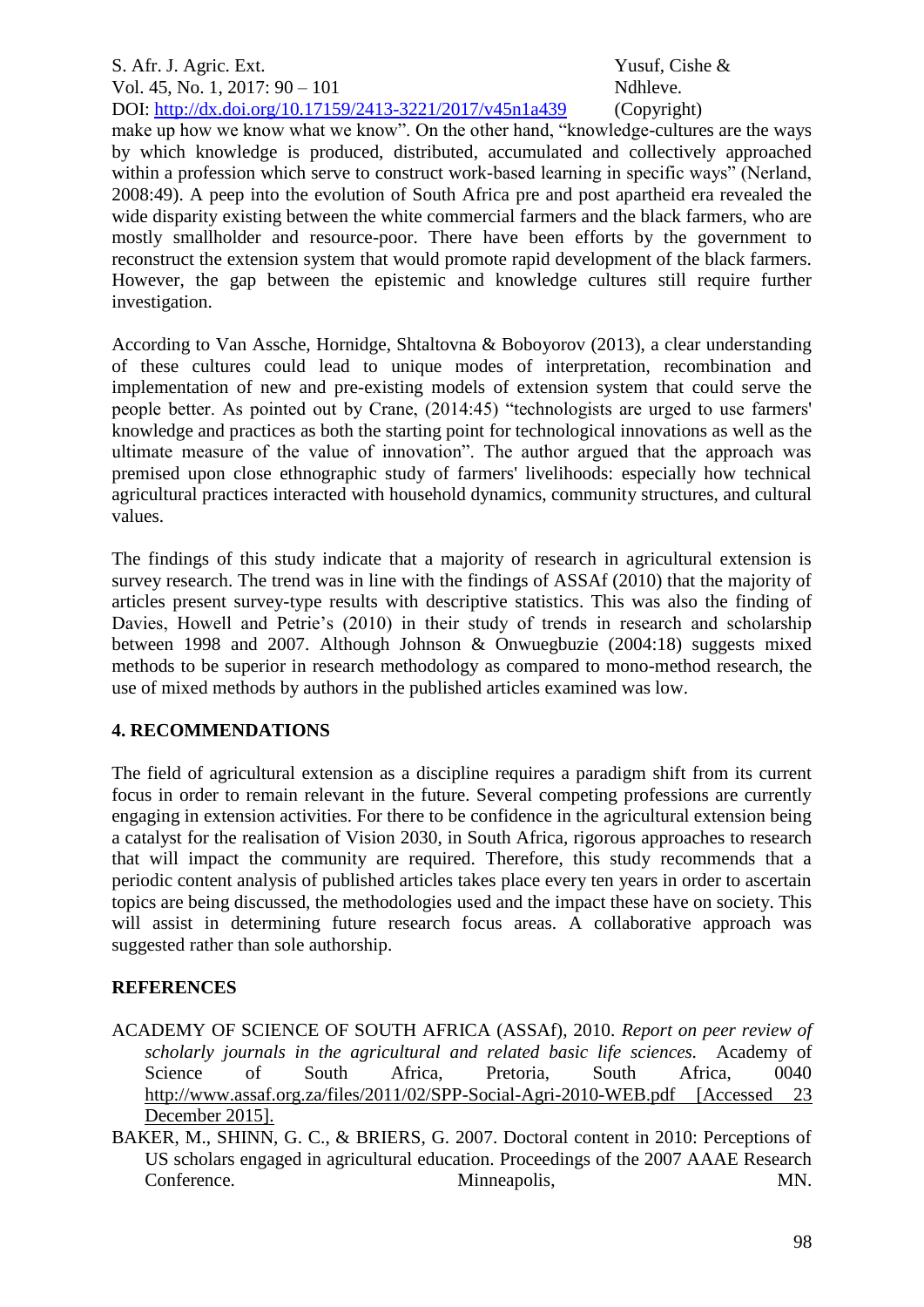make up how we know what we know". On the other hand, "knowledge-cultures are the ways by which knowledge is produced, distributed, accumulated and collectively approached within a profession which serve to construct work-based learning in specific ways" (Nerland, 2008:49). A peep into the evolution of South Africa pre and post apartheid era revealed the wide disparity existing between the white commercial farmers and the black farmers, who are mostly smallholder and resource-poor. There have been efforts by the government to reconstruct the extension system that would promote rapid development of the black farmers. However, the gap between the epistemic and knowledge cultures still require further investigation.

According to Van Assche, Hornidge, Shtaltovna & Boboyorov (2013), a clear understanding of these cultures could lead to unique modes of interpretation, recombination and implementation of new and pre-existing models of extension system that could serve the people better. As pointed out by Crane, (2014:45) "technologists are urged to use farmers' knowledge and practices as both the starting point for technological innovations as well as the ultimate measure of the value of innovation". The author argued that the approach was premised upon close ethnographic study of farmers' livelihoods: especially how technical agricultural practices interacted with household dynamics, community structures, and cultural values.

The findings of this study indicate that a majority of research in agricultural extension is survey research. The trend was in line with the findings of ASSAf (2010) that the majority of articles present survey-type results with descriptive statistics. This was also the finding of Davies, Howell and Petrie's (2010) in their study of trends in research and scholarship between 1998 and 2007. Although Johnson & Onwuegbuzie (2004:18) suggests mixed methods to be superior in research methodology as compared to mono-method research, the use of mixed methods by authors in the published articles examined was low.

## 4. RECOMMENDATIONS

The field of agricultural extension as a discipline requires a paradigm shift from its current focus in order to remain relevant in the future. Several competing professions are currently engaging in extension activities. For there to be confidence in the agricultural extension being a catalyst for the realisation of Vision 2030, in South Africa, rigorous approaches to research that will impact the community are required. Therefore, this study recommends that a periodic content analysis of published articles takes place every ten years in order to ascertain topics are being discussed, the methodologies used and the impact these have on society. This will assist in determining future research focus areas. A collaborative approach was suggested rather than sole authorship.

## REFERENCES

ACADEMY OF SCIENCE OF SOUTH AFRICA (ASSAf), 2010. *Report on peer review of scholarly journals in the agricultural and related basic life sciences.* Academy of Science of South Africa, Pretoria, South Africa, 0040 http://www.assaf.org.za/files/2011/02/SPP-Social-Agri-2010-WEB.pdf [Accessed 23 December 2015].

BAKER, M., SHINN, G. C., & BRIERS, G. 2007. Doctoral content in 2010: Perceptions of US scholars engaged in agricultural education. Proceedings of the 2007 AAAE Research Conference. Minneapolis, MN.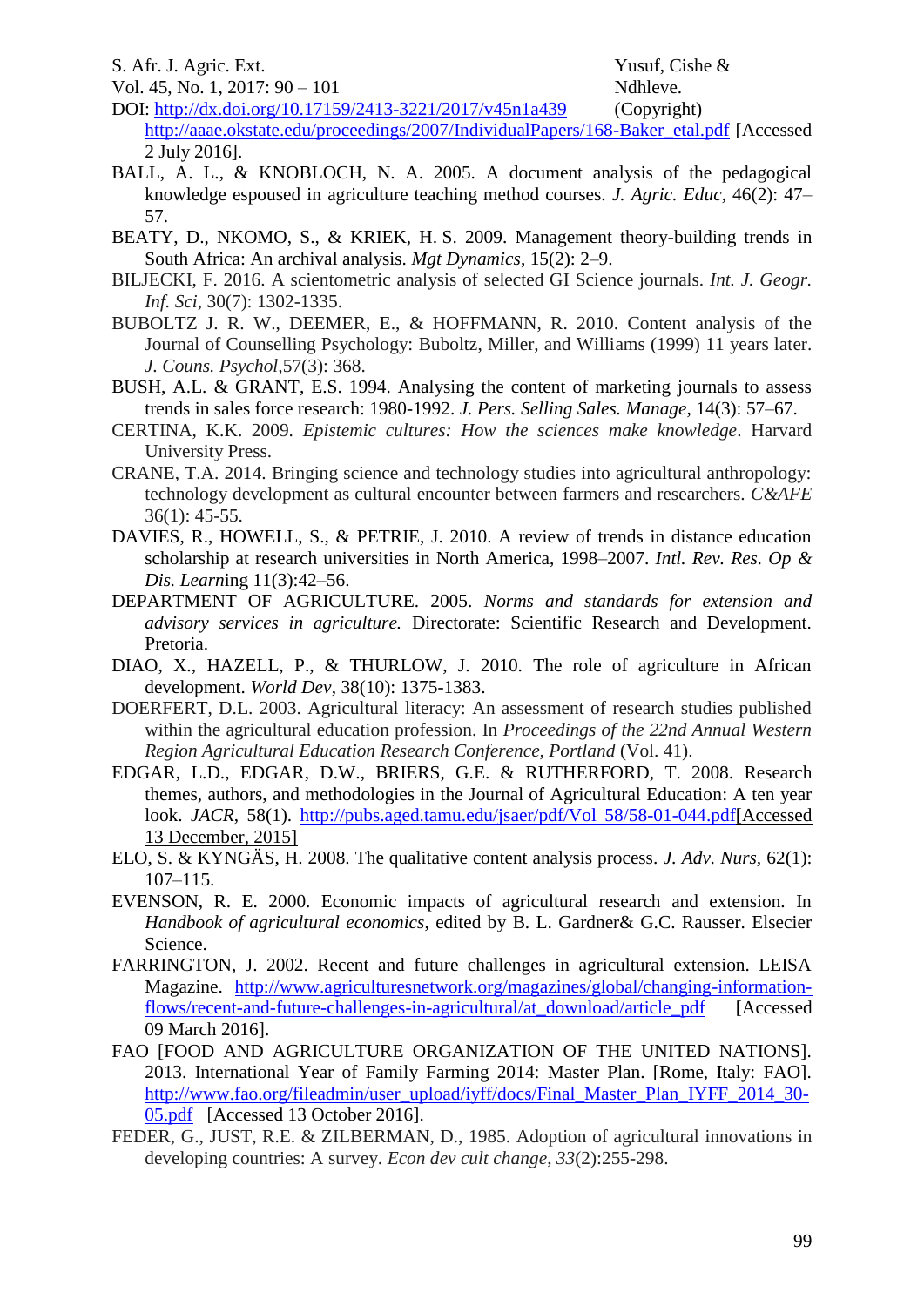http://aaae.okstate.edu/proceedings/2007/IndividualPapers/168-Baker_etal.pdf [Accessed 2 July 2016].

BALL, A. L., & KNOBLOCH, N. A. 2005. A document analysis of the pedagogical knowledge espoused in agriculture teaching method courses. *J. Agric. Educ*, 46(2): 47–57.

BEATY, D., NKOMO, S., & KRIEK, H. S. 2009. Management theory-building trends in South Africa: An archival analysis. *Mgt Dynamics*, 15(2): 2–9.

BILJECKI, F. 2016. A scientometric analysis of selected GI Science journals. *Int. J. Geogr. Inf. Sci*, 30(7): 1302-1335.

BUBOLTZ J. R. W., DEEMER, E., & HOFFMANN, R. 2010. Content analysis of the Journal of Counselling Psychology: Buboltz, Miller, and Williams (1999) 11 years later. *J. Couns. Psychol*,57(3): 368.

BUSH, A.L. & GRANT, E.S. 1994. Analysing the content of marketing journals to assess trends in sales force research: 1980-1992. *J. Pers. Selling Sales. Manage*, 14(3): 57–67.

CERTINA, K.K. 2009. *Epistemic cultures: How the sciences make knowledge*. Harvard University Press.

CRANE, T.A. 2014. Bringing science and technology studies into agricultural anthropology: technology development as cultural encounter between farmers and researchers. *C&AFE* 36(1): 45-55.

DAVIES, R., HOWELL, S., & PETRIE, J. 2010. A review of trends in distance education scholarship at research universities in North America, 1998–2007. *Intl. Rev. Res. Op & Dis. Learn*ing 11(3):42–56.

DEPARTMENT OF AGRICULTURE. 2005. *Norms and standards for extension and advisory services in agriculture.* Directorate: Scientific Research and Development. Pretoria.

DIAO, X., HAZELL, P., & THURLOW, J. 2010. The role of agriculture in African development. *World Dev*, 38(10): 1375-1383.

DOERFERT, D.L. 2003. Agricultural literacy: An assessment of research studies published within the agricultural education profession. In *Proceedings of the 22nd Annual Western Region Agricultural Education Research Conference, Portland* (Vol. 41).

EDGAR, L.D., EDGAR, D.W., BRIERS, G.E. & RUTHERFORD, T. 2008. Research themes, authors, and methodologies in the Journal of Agricultural Education: A ten year look. *JACR*, 58(1). http://pubs.aged.tamu.edu/jsaer/pdf/Vol 58/58-01-044.pdf[Accessed 13 December, 2015]

ELO, S. & KYNGÄS, H. 2008. The qualitative content analysis process. *J. Adv. Nurs*, 62(1): 107–115.

EVENSON, R. E. 2000. Economic impacts of agricultural research and extension. In *Handbook of agricultural economics*, edited by B. L. Gardner& G.C. Rausser. Elsecier Science.

FARRINGTON, J. 2002. Recent and future challenges in agricultural extension. LEISA Magazine. http://www.agriculturesnetwork.org/magazines/global/changing-information-flows/recent-and-future-challenges-in-agricultural/at_download/article_pdf [Accessed 09 March 2016].

FAO [FOOD AND AGRICULTURE ORGANIZATION OF THE UNITED NATIONS]. 2013. International Year of Family Farming 2014: Master Plan. [Rome, Italy: FAO]. http://www.fao.org/fileadmin/user_upload/iyff/docs/Final_Master_Plan_IYFF_2014_30-05.pdf [Accessed 13 October 2016].

FEDER, G., JUST, R.E. & ZILBERMAN, D., 1985. Adoption of agricultural innovations in developing countries: A survey. *Econ dev cult change*, *33*(2):255-298.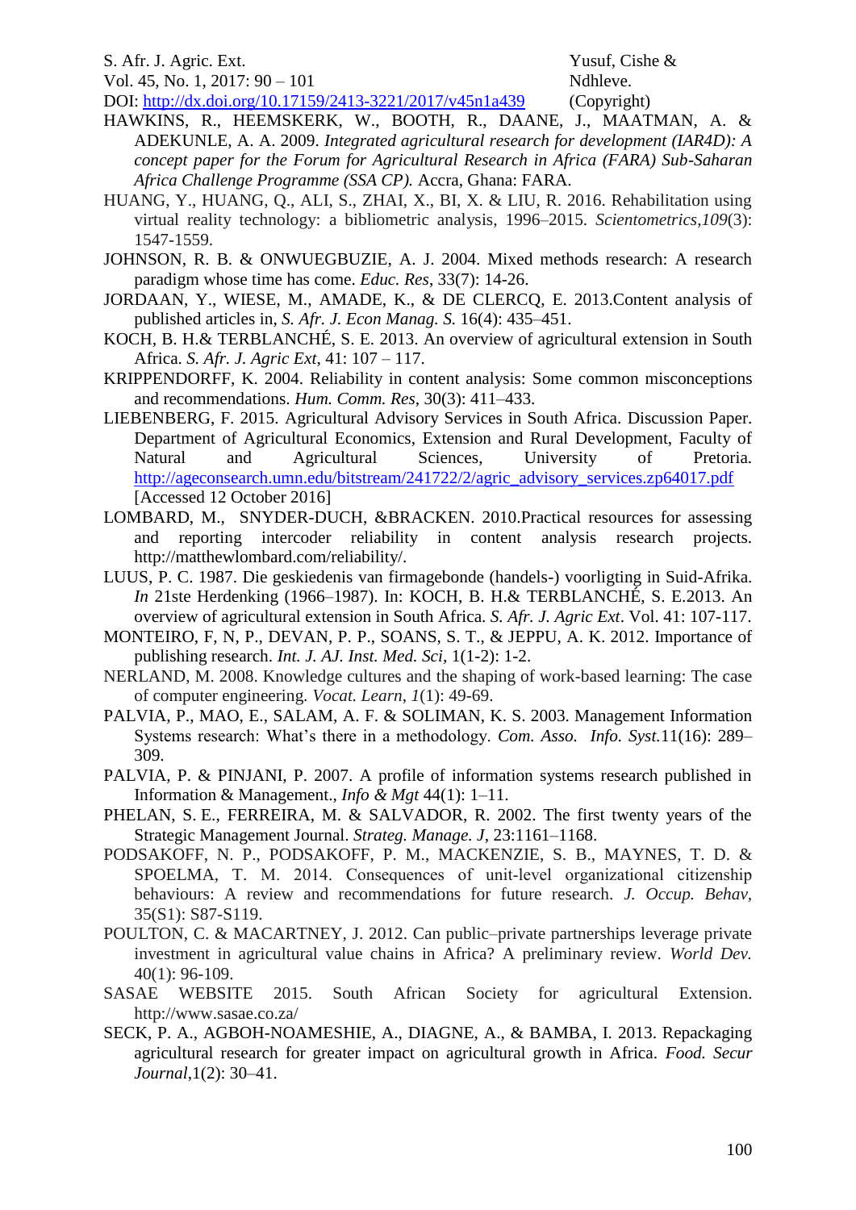HAWKINS, R., HEEMSKERK, W., BOOTH, R., DAANE, J., MAATMAN, A. & ADEKUNLE, A. A. 2009. *Integrated agricultural research for development (IAR4D): A concept paper for the Forum for Agricultural Research in Africa (FARA) Sub-Saharan Africa Challenge Programme (SSA CP).* Accra, Ghana: FARA.

HUANG, Y., HUANG, Q., ALI, S., ZHAI, X., BI, X. & LIU, R. 2016. Rehabilitation using virtual reality technology: a bibliometric analysis, 1996–2015. *Scientometrics*,*109*(3): 1547-1559.

JOHNSON, R. B. & ONWUEGBUZIE, A. J. 2004. Mixed methods research: A research paradigm whose time has come. *Educ. Res*, 33(7): 14-26.

JORDAAN, Y., WIESE, M., AMADE, K., & DE CLERCQ, E. 2013.Content analysis of published articles in, *S. Afr. J. Econ Manag. S.* 16(4): 435–451.

KOCH, B. H.& TERBLANCHÉ, S. E. 2013. An overview of agricultural extension in South Africa. *S. Afr. J. Agric Ext*, 41: 107 – 117.

KRIPPENDORFF, K. 2004. Reliability in content analysis: Some common misconceptions and recommendations. *Hum. Comm. Res*, 30(3): 411–433.

LIEBENBERG, F. 2015. Agricultural Advisory Services in South Africa. Discussion Paper. Department of Agricultural Economics, Extension and Rural Development, Faculty of Natural and Agricultural Sciences, University of Pretoria. http://ageconsearch.umn.edu/bitstream/241722/2/agric_advisory_services.zp64017.pdf [Accessed 12 October 2016]

LOMBARD, M., SNYDER-DUCH, &BRACKEN. 2010.Practical resources for assessing and reporting intercoder reliability in content analysis research projects. http://matthewlombard.com/reliability/.

LUUS, P. C. 1987. Die geskiedenis van firmagebonde (handels-) voorligting in Suid-Afrika. *In* 21ste Herdenking (1966–1987). In: KOCH, B. H.& TERBLANCHÉ, S. E.2013. An overview of agricultural extension in South Africa. *S. Afr. J. Agric Ext*. Vol. 41: 107-117.

MONTEIRO, F, N, P., DEVAN, P. P., SOANS, S. T., & JEPPU, A. K. 2012. Importance of publishing research. *Int. J. AJ. Inst. Med. Sci*, 1(1-2): 1-2.

NERLAND, M. 2008. Knowledge cultures and the shaping of work-based learning: The case of computer engineering. *Vocat. Learn*, *1*(1): 49-69.

PALVIA, P., MAO, E., SALAM, A. F. & SOLIMAN, K. S. 2003. Management Information Systems research: What's there in a methodology. *Com. Asso. Info. Syst.*11(16): 289–309.

PALVIA, P. & PINJANI, P. 2007. A profile of information systems research published in Information & Management., *Info & Mgt* 44(1): 1–11.

PHELAN, S. E., FERREIRA, M. & SALVADOR, R. 2002. The first twenty years of the Strategic Management Journal. *Strateg. Manage. J*, 23:1161–1168.

PODSAKOFF, N. P., PODSAKOFF, P. M., MACKENZIE, S. B., MAYNES, T. D. & SPOELMA, T. M. 2014. Consequences of unit-level organizational citizenship behaviours: A review and recommendations for future research. *J. Occup. Behav,* 35(S1): S87-S119.

POULTON, C. & MACARTNEY, J. 2012. Can public–private partnerships leverage private investment in agricultural value chains in Africa? A preliminary review. *World Dev.* 40(1): 96-109.

SASAE WEBSITE 2015. South African Society for agricultural Extension. http://www.sasae.co.za/

SECK, P. A., AGBOH-NOAMESHIE, A., DIAGNE, A., & BAMBA, I. 2013. Repackaging agricultural research for greater impact on agricultural growth in Africa. *Food. Secur Journal*,1(2): 30–41.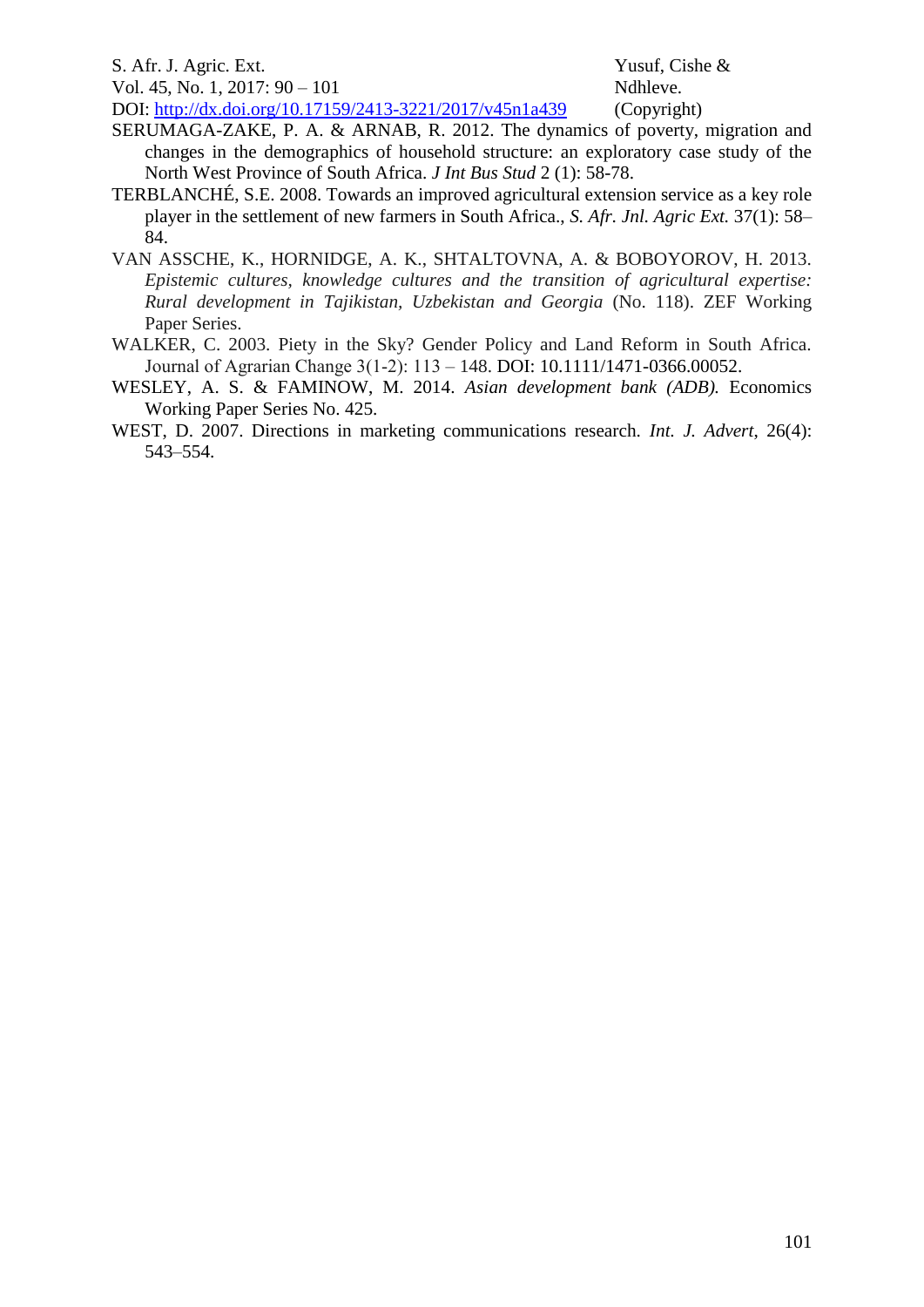SERUMAGA-ZAKE, P. A. & ARNAB, R. 2012. The dynamics of poverty, migration and changes in the demographics of household structure: an exploratory case study of the North West Province of South Africa. *J Int Bus Stud* 2 (1): 58-78.

TERBLANCHÉ, S.E. 2008. Towards an improved agricultural extension service as a key role player in the settlement of new farmers in South Africa., *S. Afr. Jnl. Agric Ext.* 37(1): 58–84.

VAN ASSCHE, K., HORNIDGE, A. K., SHTALTOVNA, A. & BOBOYOROV, H. 2013. *Epistemic cultures, knowledge cultures and the transition of agricultural expertise: Rural development in Tajikistan, Uzbekistan and Georgia* (No. 118). ZEF Working Paper Series.

WALKER, C. 2003. Piety in the Sky? Gender Policy and Land Reform in South Africa. Journal of Agrarian Change 3(1-2): 113 – 148. DOI: 10.1111/1471-0366.00052.

WESLEY, A. S. & FAMINOW, M. 2014. *Asian development bank (ADB).* Economics Working Paper Series No. 425.

WEST, D. 2007. Directions in marketing communications research. *Int. J. Advert,* 26(4): 543–554.